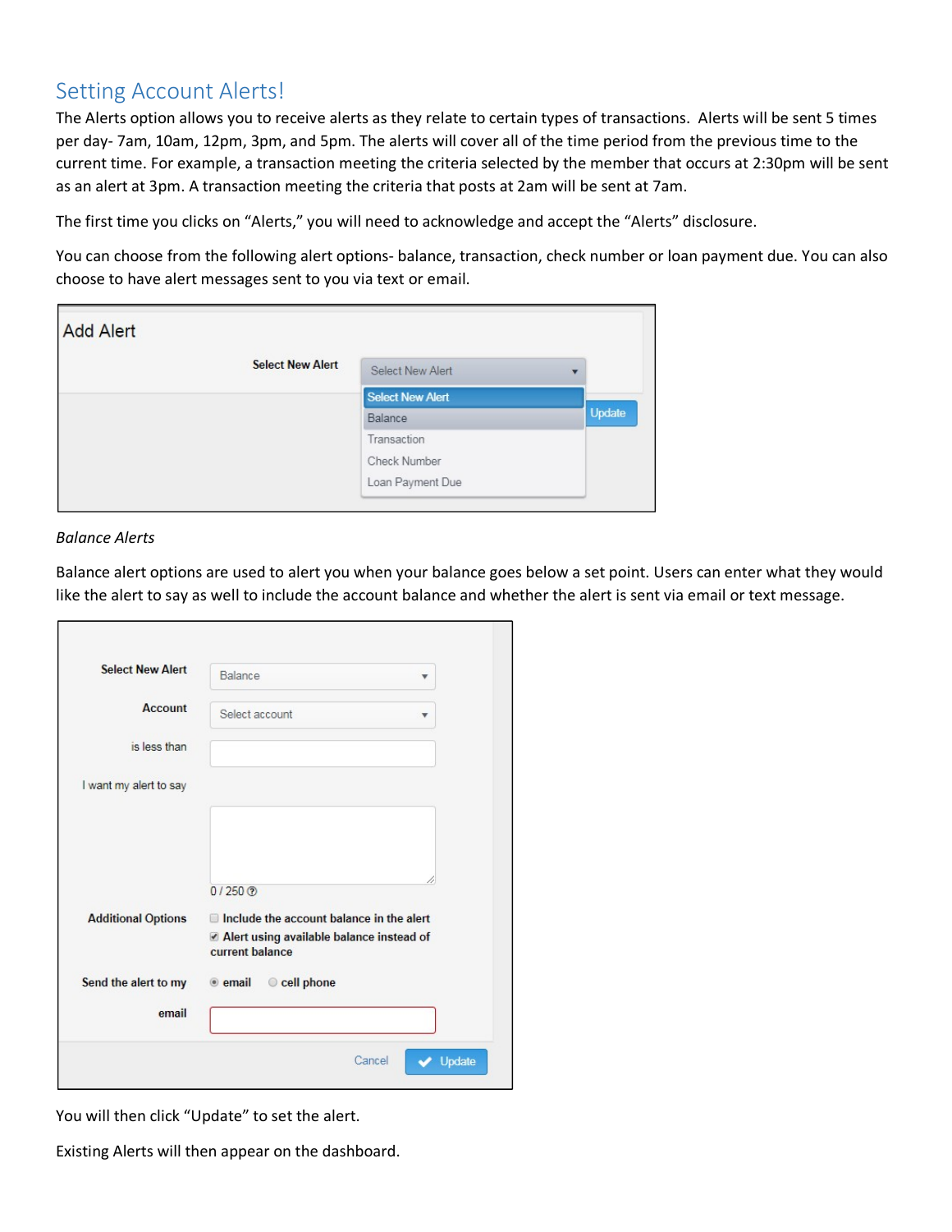# Setting Account Alerts!

The Alerts option allows you to receive alerts as they relate to certain types of transactions. Alerts will be sent 5 times per day- 7am, 10am, 12pm, 3pm, and 5pm. The alerts will cover all of the time period from the previous time to the current time. For example, a transaction meeting the criteria selected by the member that occurs at 2:30pm will be sent as an alert at 3pm. A transaction meeting the criteria that posts at 2am will be sent at 7am.

The first time you clicks on "Alerts," you will need to acknowledge and accept the "Alerts" disclosure.

You can choose from the following alert options- balance, transaction, check number or loan payment due. You can also choose to have alert messages sent to you via text or email.

*Balance Alerts*

Balance alert options are used to alert you when your balance goes below a set point. Users can enter what they would like the alert to say as well to include the account balance and whether the alert is sent via email or text message.

You will then click "Update" to set the alert.

Existing Alerts will then appear on the dashboard.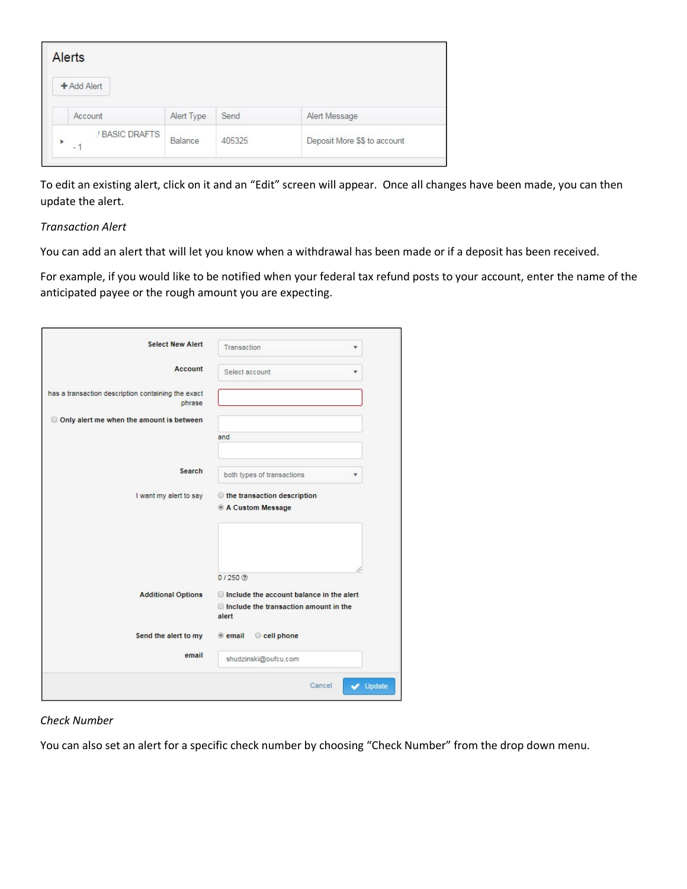## Alerts

+ Add Alert

| | Account | Alert Type | Send | Alert Message |
|---|---|---|---|---|
| ▸ | / BASIC DRAFTS - 1 | Balance | 405325 | Deposit More $$ to account |

To edit an existing alert, click on it and an "Edit" screen will appear. Once all changes have been made, you can then update the alert.

*Transaction Alert*

You can add an alert that will let you know when a withdrawal has been made or if a deposit has been received.

For example, if you would like to be notified when your federal tax refund posts to your account, enter the name of the anticipated payee or the rough amount you are expecting.

| | |
|---|---|
| **Select New Alert** | Transaction |
| **Account** | Select account |
| has a transaction description containing the exact phrase | |
| ☐ **Only alert me when the amount is between** | and |
| **Search** | both types of transactions |
| I want my alert to say | ○ **the transaction description**<br>◉ **A Custom Message** |
| | 0 / 250 |
| **Additional Options** | ☐ **Include the account balance in the alert**<br>☐ **Include the transaction amount in the alert** |
| **Send the alert to my** | ◉ **email** ○ **cell phone** |
| **email** | shudzinski@oufcu.com |

Cancel | Update

*Check Number*

You can also set an alert for a specific check number by choosing "Check Number" from the drop down menu.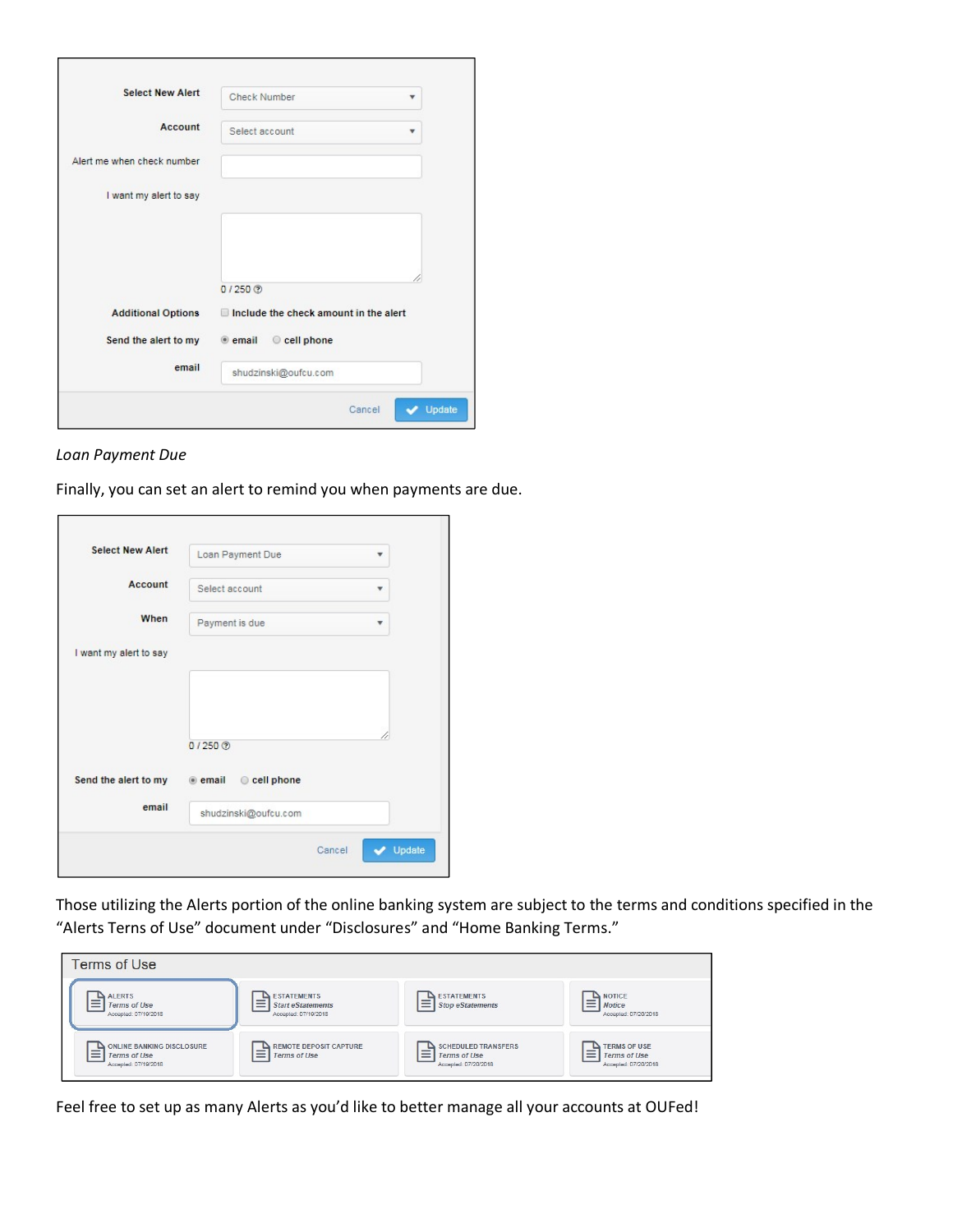| | |
|---|---|
| Select New Alert | Check Number |
| Account | Select account |
| Alert me when check number | |
| I want my alert to say | |
| | 0 / 250 |
| Additional Options | Include the check amount in the alert |
| Send the alert to my | email / cell phone |
| email | shudzinski@oufcu.com |
| | Cancel / Update |

*Loan Payment Due*

Finally, you can set an alert to remind you when payments are due.

| | |
|---|---|
| Select New Alert | Loan Payment Due |
| Account | Select account |
| When | Payment is due |
| I want my alert to say | |
| | 0 / 250 |
| Send the alert to my | email / cell phone |
| email | shudzinski@oufcu.com |
| | Cancel / Update |

Those utilizing the Alerts portion of the online banking system are subject to the terms and conditions specified in the "Alerts Terns of Use" document under "Disclosures" and "Home Banking Terms."

Terms of Use

| | | | |
|---|---|---|---|
| ALERTS<br>Terms of Use<br>Accepted: 07/19/2018 | ESTATEMENTS<br>Start eStatements<br>Accepted: 07/19/2018 | ESTATEMENTS<br>Stop eStatements | NOTICE<br>Notice<br>Accepted: 07/20/2018 |
| ONLINE BANKING DISCLOSURE<br>Terms of Use<br>Accepted: 07/19/2018 | REMOTE DEPOSIT CAPTURE<br>Terms of Use | SCHEDULED TRANSFERS<br>Terms of Use<br>Accepted: 07/20/2018 | TERMS OF USE<br>Terms of Use<br>Accepted: 07/20/2018 |

Feel free to set up as many Alerts as you'd like to better manage all your accounts at OUFed!